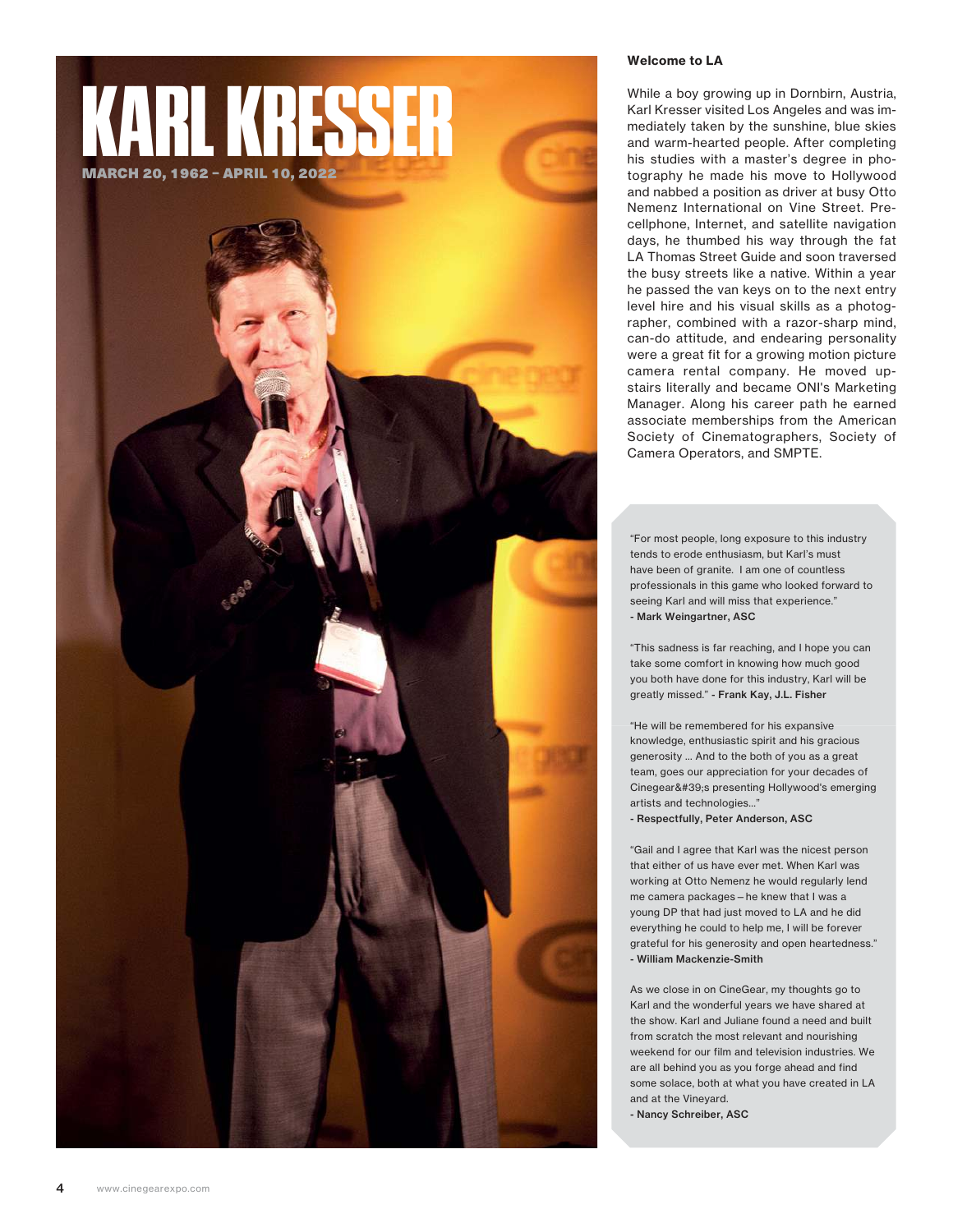# KARL KRESSER

**MARCH 20, 1962 – APRIL 10, 2022**

### Welcome to LA

While a boy growing up in Dornbirn, Austria, Karl Kresser visited Los Angeles and was immediately taken by the sunshine, blue skies and warm-hearted people. After completing his studies with a master's degree in photography he made his move to Hollywood and nabbed a position as driver at busy Otto Nemenz International on Vine Street. Pre-cellphone, Internet, and satellite navigation days, he thumbed his way through the fat LA Thomas Street Guide and soon traversed the busy streets like a native. Within a year he passed the van keys on to the next entry level hire and his visual skills as a photographer, combined with a razor-sharp mind, can-do attitude, and endearing personality were a great fit for a growing motion picture camera rental company. He moved upstairs literally and became ONI's Marketing Manager. Along his career path he earned associate memberships from the American Society of Cinematographers, Society of Camera Operators, and SMPTE.

"For most people, long exposure to this industry tends to erode enthusiasm, but Karl's must have been of granite. I am one of countless professionals in this game who looked forward to seeing Karl and will miss that experience."
**- Mark Weingartner, ASC**

"This sadness is far reaching, and I hope you can take some comfort in knowing how much good you both have done for this industry, Karl will be greatly missed." **- Frank Kay, J.L. Fisher**

"He will be remembered for his expansive knowledge, enthusiastic spirit and his gracious generosity ... And to the both of you as a great team, goes our appreciation for your decades of Cinegear&#39;s presenting Hollywood's emerging artists and technologies..."
**- Respectfully, Peter Anderson, ASC**

"Gail and I agree that Karl was the nicest person that either of us have ever met. When Karl was working at Otto Nemenz he would regularly lend me camera packages – he knew that I was a young DP that had just moved to LA and he did everything he could to help me, I will be forever grateful for his generosity and open heartedness."
**- William Mackenzie-Smith**

As we close in on CineGear, my thoughts go to Karl and the wonderful years we have shared at the show. Karl and Juliane found a need and built from scratch the most relevant and nourishing weekend for our film and television industries. We are all behind you as you forge ahead and find some solace, both at what you have created in LA and at the Vineyard.
**- Nancy Schreiber, ASC**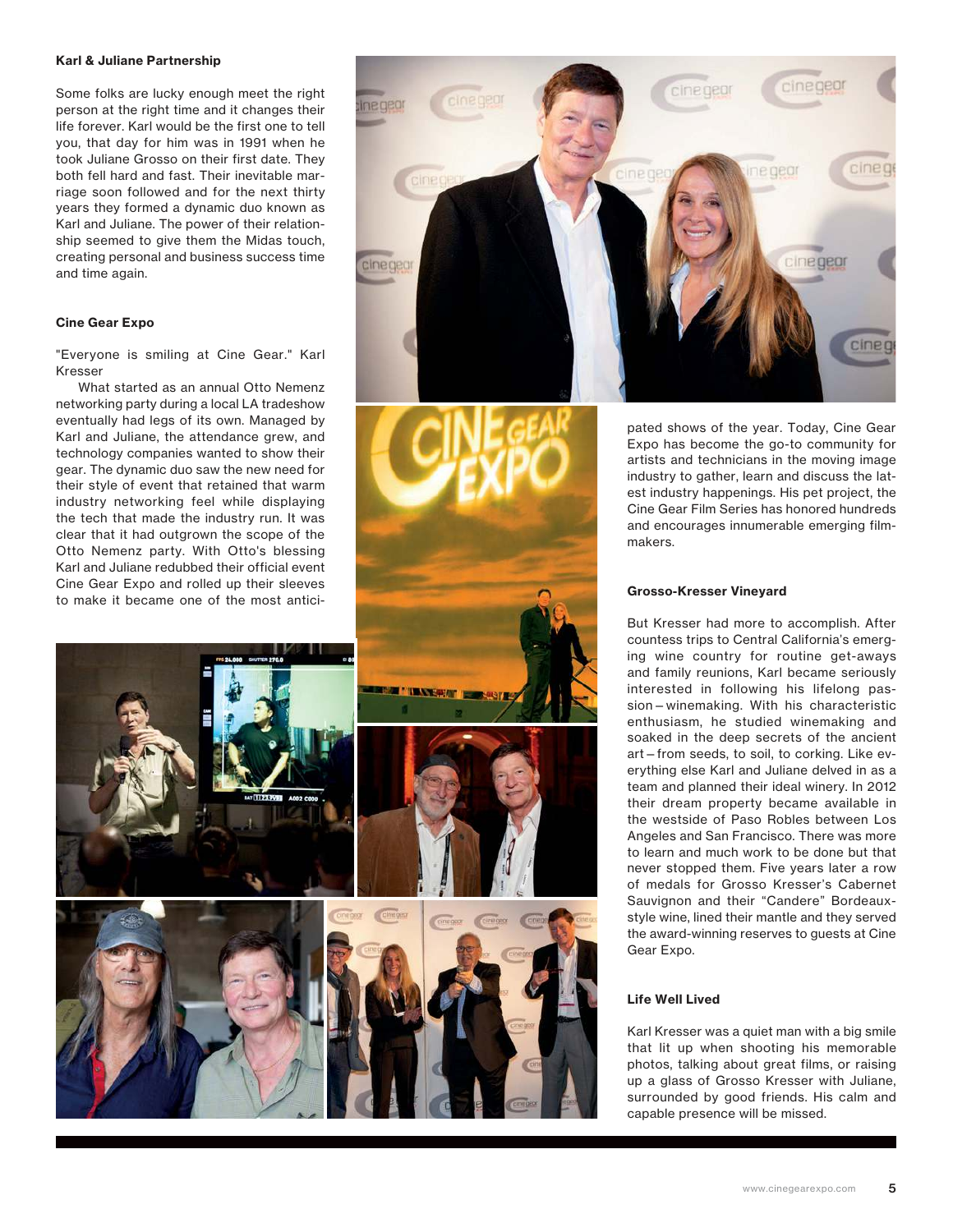### Karl & Juliane Partnership

Some folks are lucky enough meet the right person at the right time and it changes their life forever. Karl would be the first one to tell you, that day for him was in 1991 when he took Juliane Grosso on their first date. They both fell hard and fast. Their inevitable marriage soon followed and for the next thirty years they formed a dynamic duo known as Karl and Juliane. The power of their relationship seemed to give them the Midas touch, creating personal and business success time and time again.

### Cine Gear Expo

"Everyone is smiling at Cine Gear." Karl Kresser

What started as an annual Otto Nemenz networking party during a local LA tradeshow eventually had legs of its own. Managed by Karl and Juliane, the attendance grew, and technology companies wanted to show their gear. The dynamic duo saw the new need for their style of event that retained that warm industry networking feel while displaying the tech that made the industry run. It was clear that it had outgrown the scope of the Otto Nemenz party. With Otto's blessing Karl and Juliane redubbed their official event Cine Gear Expo and rolled up their sleeves to make it became one of the most anticipated shows of the year. Today, Cine Gear Expo has become the go-to community for artists and technicians in the moving image industry to gather, learn and discuss the latest industry happenings. His pet project, the Cine Gear Film Series has honored hundreds and encourages innumerable emerging filmmakers.

### Grosso-Kresser Vineyard

But Kresser had more to accomplish. After countess trips to Central California's emerging wine country for routine get-aways and family reunions, Karl became seriously interested in following his lifelong passion – winemaking. With his characteristic enthusiasm, he studied winemaking and soaked in the deep secrets of the ancient art – from seeds, to soil, to corking. Like everything else Karl and Juliane delved in as a team and planned their ideal winery. In 2012 their dream property became available in the westside of Paso Robles between Los Angeles and San Francisco. There was more to learn and much work to be done but that never stopped them. Five years later a row of medals for Grosso Kresser's Cabernet Sauvignon and their "Candere" Bordeaux-style wine, lined their mantle and they served the award-winning reserves to guests at Cine Gear Expo.

### Life Well Lived

Karl Kresser was a quiet man with a big smile that lit up when shooting his memorable photos, talking about great films, or raising up a glass of Grosso Kresser with Juliane, surrounded by good friends. His calm and capable presence will be missed.